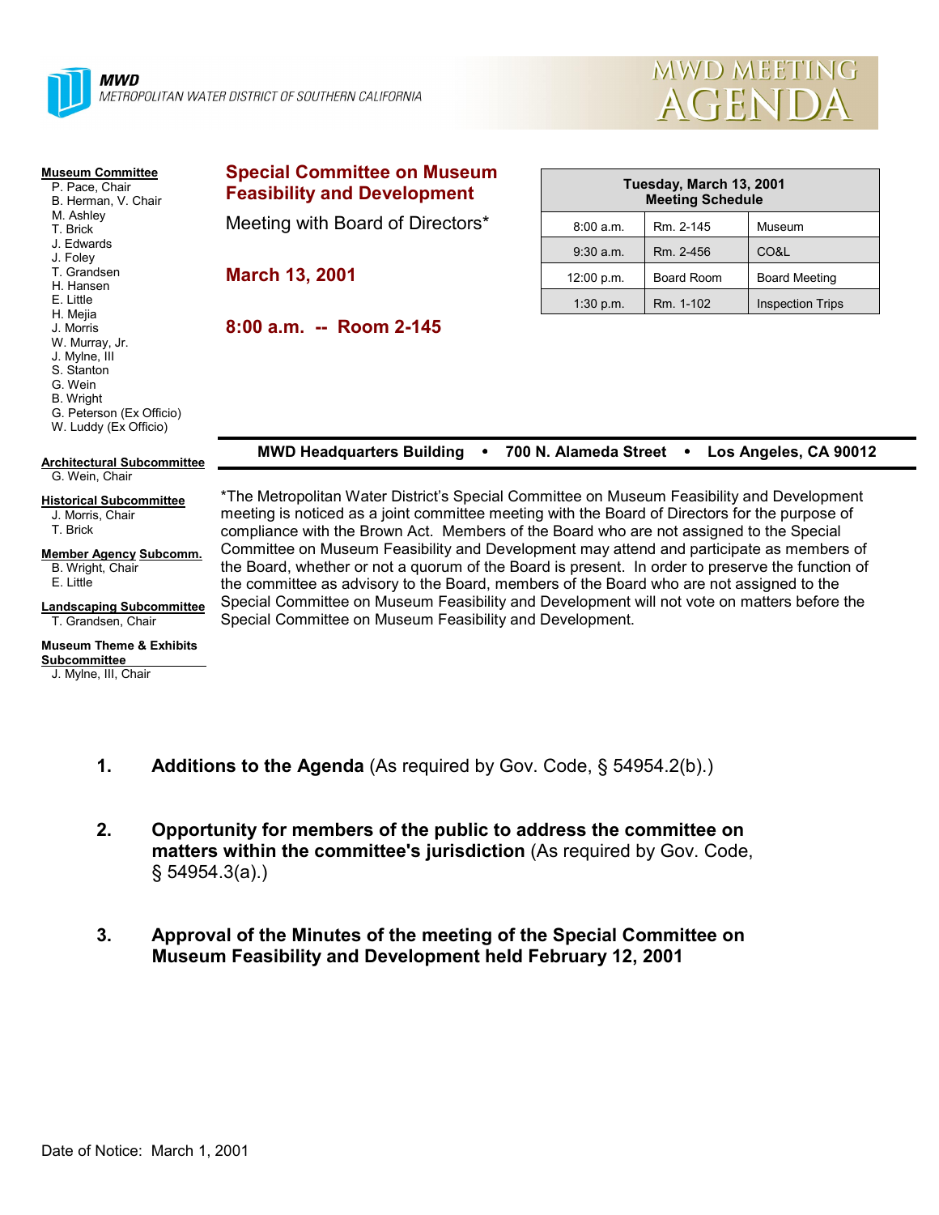**MWD**
*METROPOLITAN WATER DISTRICT OF SOUTHERN CALIFORNIA*

# MWD MEETING AGENDA

**Museum Committee**
- P. Pace, Chair
- B. Herman, V. Chair
- M. Ashley
- T. Brick
- J. Edwards
- J. Foley
- T. Grandsen
- H. Hansen
- E. Little
- H. Mejia
- J. Morris
- W. Murray, Jr.
- J. Mylne, III
- S. Stanton
- G. Wein
- B. Wright
- G. Peterson (Ex Officio)
- W. Luddy (Ex Officio)

**Architectural Subcommittee**
- G. Wein, Chair

**Historical Subcommittee**
- J. Morris, Chair
- T. Brick

**Member Agency Subcomm.**
- B. Wright, Chair
- E. Little

**Landscaping Subcommittee**
- T. Grandsen, Chair

**Museum Theme & Exhibits Subcommittee**
- J. Mylne, III, Chair

## Special Committee on Museum Feasibility and Development

Meeting with Board of Directors*

**March 13, 2001**

**8:00 a.m. -- Room 2-145**

| Tuesday, March 13, 2001 Meeting Schedule | | |
|---|---|---|
| 8:00 a.m. | Rm. 2-145 | Museum |
| 9:30 a.m. | Rm. 2-456 | CO&L |
| 12:00 p.m. | Board Room | Board Meeting |
| 1:30 p.m. | Rm. 1-102 | Inspection Trips |

**MWD Headquarters Building • 700 N. Alameda Street • Los Angeles, CA 90012**

*The Metropolitan Water District's Special Committee on Museum Feasibility and Development meeting is noticed as a joint committee meeting with the Board of Directors for the purpose of compliance with the Brown Act. Members of the Board who are not assigned to the Special Committee on Museum Feasibility and Development may attend and participate as members of the Board, whether or not a quorum of the Board is present. In order to preserve the function of the committee as advisory to the Board, members of the Board who are not assigned to the Special Committee on Museum Feasibility and Development will not vote on matters before the Special Committee on Museum Feasibility and Development.

1. **Additions to the Agenda** (As required by Gov. Code, § 54954.2(b).)

2. **Opportunity for members of the public to address the committee on matters within the committee's jurisdiction** (As required by Gov. Code, § 54954.3(a).)

3. **Approval of the Minutes of the meeting of the Special Committee on Museum Feasibility and Development held February 12, 2001**

Date of Notice: March 1, 2001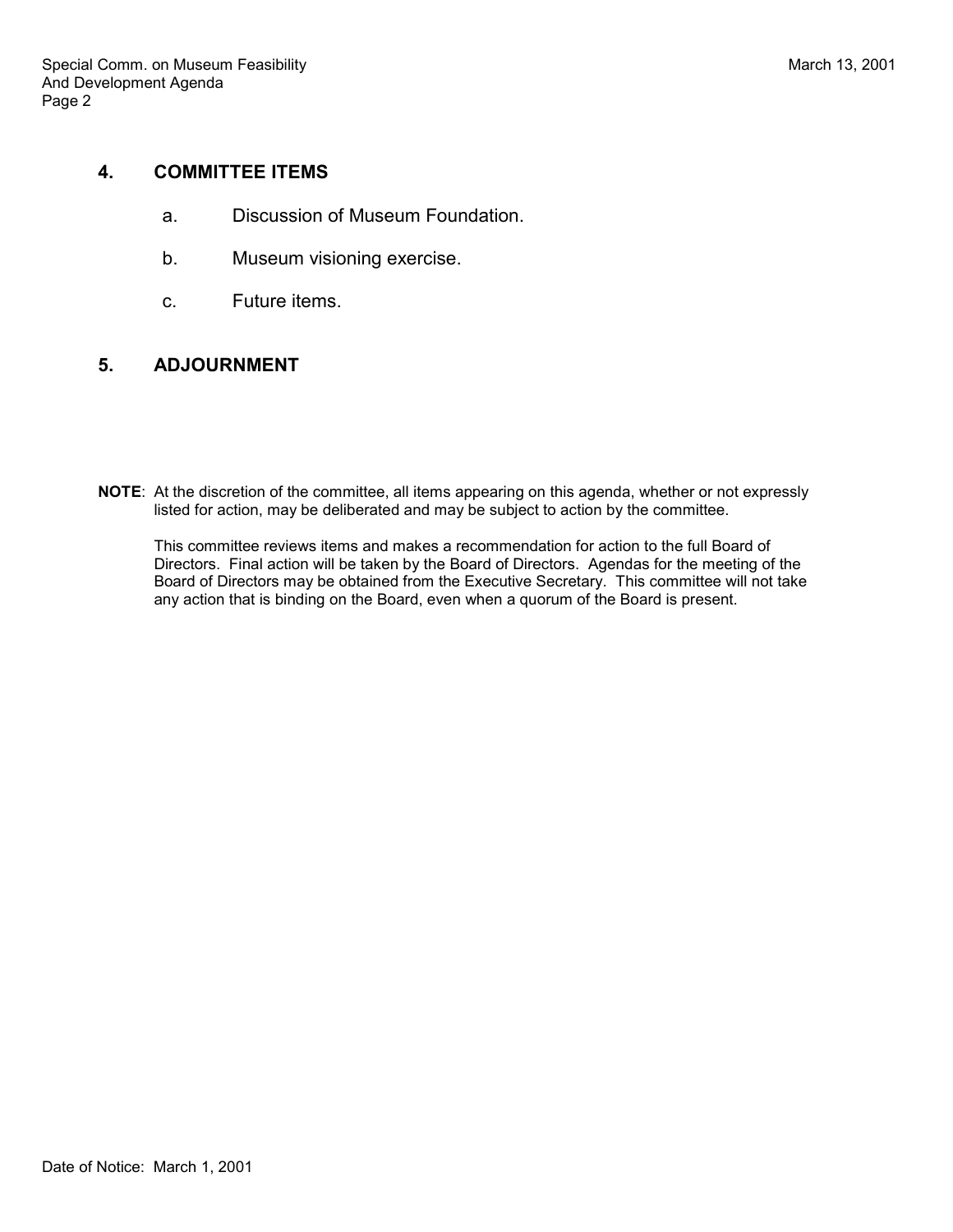## 4. COMMITTEE ITEMS

a. Discussion of Museum Foundation.

b. Museum visioning exercise.

c. Future items.

## 5. ADJOURNMENT

**NOTE**: At the discretion of the committee, all items appearing on this agenda, whether or not expressly listed for action, may be deliberated and may be subject to action by the committee.

This committee reviews items and makes a recommendation for action to the full Board of Directors. Final action will be taken by the Board of Directors. Agendas for the meeting of the Board of Directors may be obtained from the Executive Secretary. This committee will not take any action that is binding on the Board, even when a quorum of the Board is present.

Date of Notice: March 1, 2001